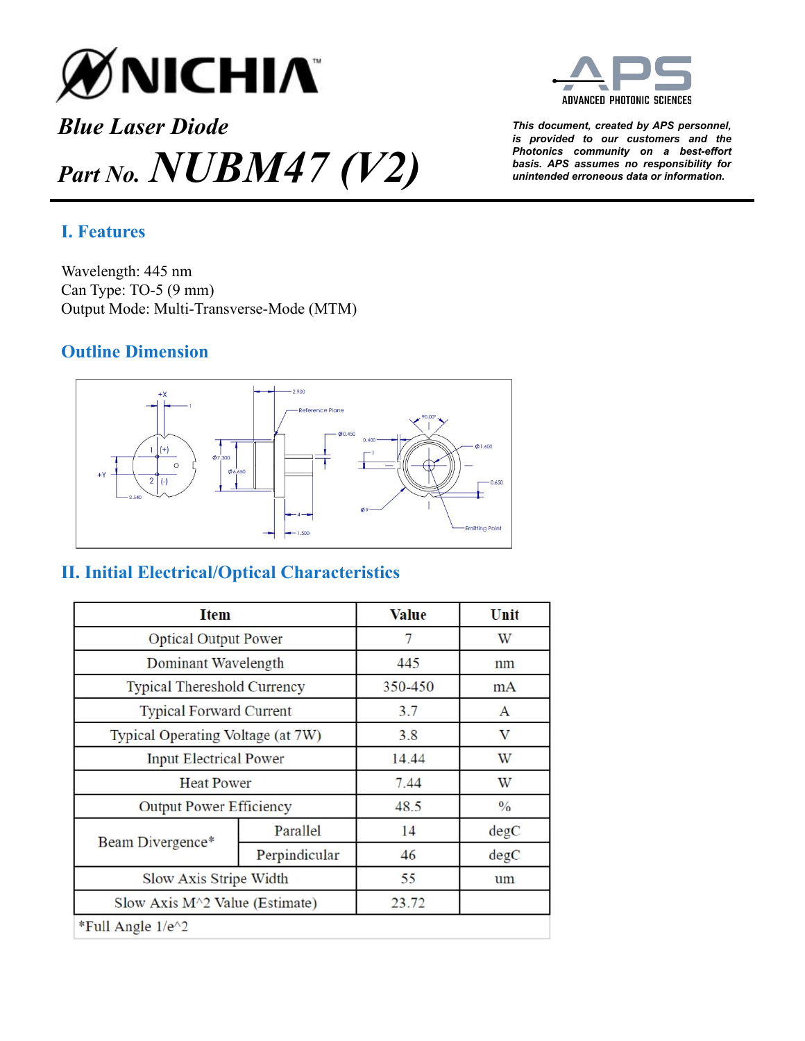# NICHIA

*Blue Laser Diode*

*Part No.* ***NUBM47 (V2)***

ADVANCED PHOTONIC SCIENCES

***This document, created by APS personnel, is provided to our customers and the Photonics community on a best-effort basis. APS assumes no responsibility for unintended erroneous data or information.***

## I. Features

Wavelength: 445 nm
Can Type: TO-5 (9 mm)
Output Mode: Multi-Transverse-Mode (MTM)

## Outline Dimension

## II. Initial Electrical/Optical Characteristics

| Item | | Value | Unit |
|---|---|---|---|
| Optical Output Power | | 7 | W |
| Dominant Wavelength | | 445 | nm |
| Typical Thereshold Currency | | 350-450 | mA |
| Typical Forward Current | | 3.7 | A |
| Typical Operating Voltage (at 7W) | | 3.8 | V |
| Input Electrical Power | | 14.44 | W |
| Heat Power | | 7.44 | W |
| Output Power Efficiency | | 48.5 | % |
| Beam Divergence* | Parallel | 14 | degC |
| | Perpindicular | 46 | degC |
| Slow Axis Stripe Width | | 55 | um |
| Slow Axis M^2 Value (Estimate) | | 23.72 | |

*Full Angle 1/e^2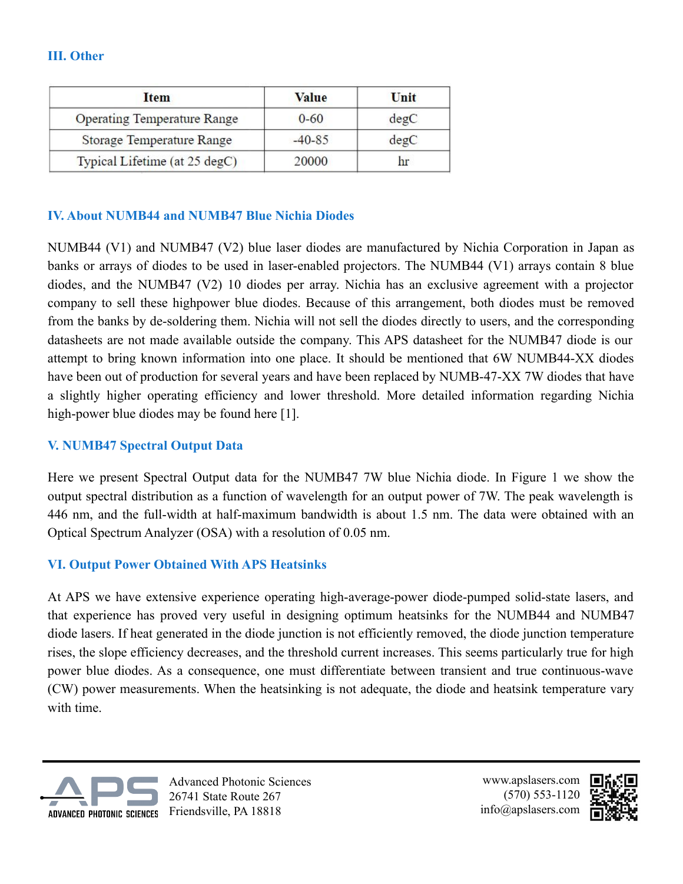## III. Other

| Item | Value | Unit |
| --- | --- | --- |
| Operating Temperature Range | 0-60 | degC |
| Storage Temperature Range | -40-85 | degC |
| Typical Lifetime (at 25 degC) | 20000 | hr |

## IV. About NUMB44 and NUMB47 Blue Nichia Diodes

NUMB44 (V1) and NUMB47 (V2) blue laser diodes are manufactured by Nichia Corporation in Japan as banks or arrays of diodes to be used in laser-enabled projectors. The NUMB44 (V1) arrays contain 8 blue diodes, and the NUMB47 (V2) 10 diodes per array. Nichia has an exclusive agreement with a projector company to sell these highpower blue diodes. Because of this arrangement, both diodes must be removed from the banks by de-soldering them. Nichia will not sell the diodes directly to users, and the corresponding datasheets are not made available outside the company. This APS datasheet for the NUMB47 diode is our attempt to bring known information into one place. It should be mentioned that 6W NUMB44-XX diodes have been out of production for several years and have been replaced by NUMB-47-XX 7W diodes that have a slightly higher operating efficiency and lower threshold. More detailed information regarding Nichia high-power blue diodes may be found here [1].

## V. NUMB47 Spectral Output Data

Here we present Spectral Output data for the NUMB47 7W blue Nichia diode. In Figure 1 we show the output spectral distribution as a function of wavelength for an output power of 7W. The peak wavelength is 446 nm, and the full-width at half-maximum bandwidth is about 1.5 nm. The data were obtained with an Optical Spectrum Analyzer (OSA) with a resolution of 0.05 nm.

## VI. Output Power Obtained With APS Heatsinks

At APS we have extensive experience operating high-average-power diode-pumped solid-state lasers, and that experience has proved very useful in designing optimum heatsinks for the NUMB44 and NUMB47 diode lasers. If heat generated in the diode junction is not efficiently removed, the diode junction temperature rises, the slope efficiency decreases, and the threshold current increases. This seems particularly true for high power blue diodes. As a consequence, one must differentiate between transient and true continuous-wave (CW) power measurements. When the heatsinking is not adequate, the diode and heatsink temperature vary with time.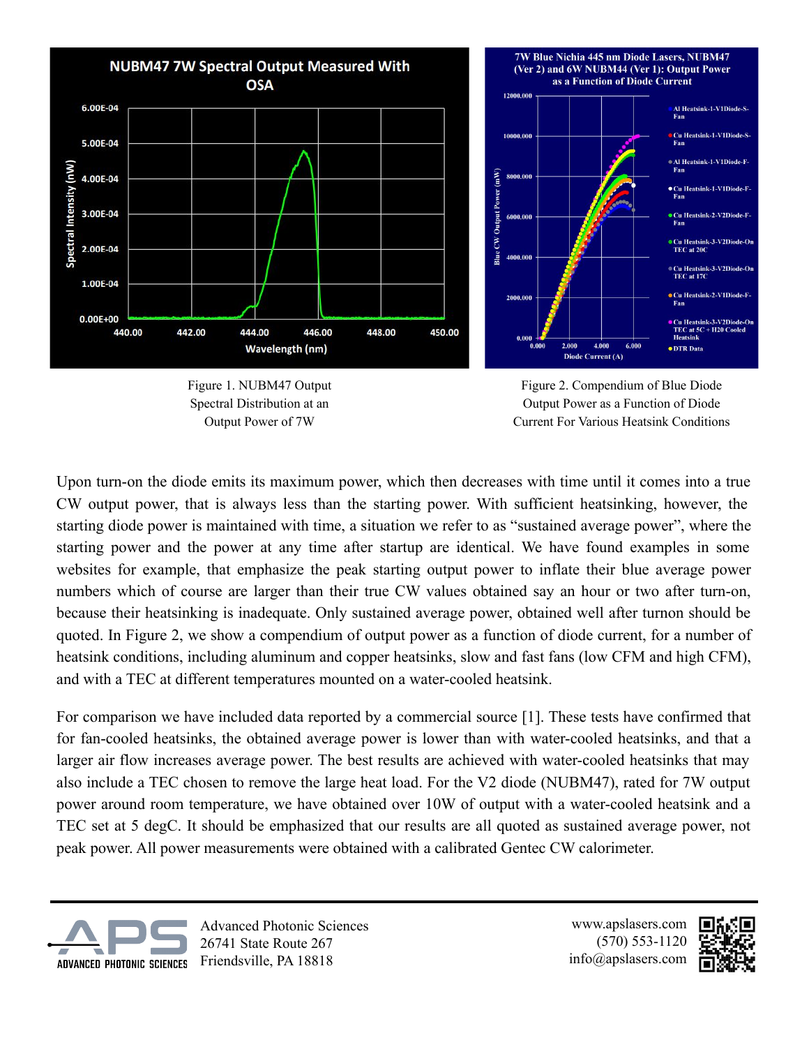Figure 1. NUBM47 Output Spectral Distribution at an Output Power of 7W

Figure 2. Compendium of Blue Diode Output Power as a Function of Diode Current For Various Heatsink Conditions

Upon turn-on the diode emits its maximum power, which then decreases with time until it comes into a true CW output power, that is always less than the starting power. With sufficient heatsinking, however, the starting diode power is maintained with time, a situation we refer to as "sustained average power", where the starting power and the power at any time after startup are identical. We have found examples in some websites for example, that emphasize the peak starting output power to inflate their blue average power numbers which of course are larger than their true CW values obtained say an hour or two after turn-on, because their heatsinking is inadequate. Only sustained average power, obtained well after turnon should be quoted. In Figure 2, we show a compendium of output power as a function of diode current, for a number of heatsink conditions, including aluminum and copper heatsinks, slow and fast fans (low CFM and high CFM), and with a TEC at different temperatures mounted on a water-cooled heatsink.

For comparison we have included data reported by a commercial source [1]. These tests have confirmed that for fan-cooled heatsinks, the obtained average power is lower than with water-cooled heatsinks, and that a larger air flow increases average power. The best results are achieved with water-cooled heatsinks that may also include a TEC chosen to remove the large heat load. For the V2 diode (NUBM47), rated for 7W output power around room temperature, we have obtained over 10W of output with a water-cooled heatsink and a TEC set at 5 degC. It should be emphasized that our results are all quoted as sustained average power, not peak power. All power measurements were obtained with a calibrated Gentec CW calorimeter.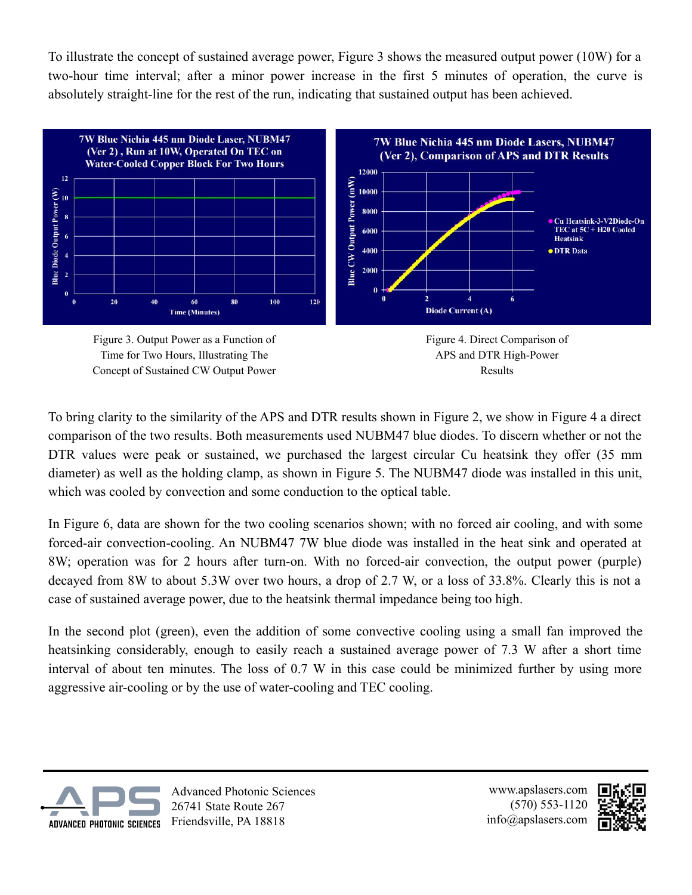To illustrate the concept of sustained average power, Figure 3 shows the measured output power (10W) for a two-hour time interval; after a minor power increase in the first 5 minutes of operation, the curve is absolutely straight-line for the rest of the run, indicating that sustained output has been achieved.

Figure 3. Output Power as a Function of Time for Two Hours, Illustrating The Concept of Sustained CW Output Power

Figure 4. Direct Comparison of APS and DTR High-Power Results

To bring clarity to the similarity of the APS and DTR results shown in Figure 2, we show in Figure 4 a direct comparison of the two results. Both measurements used NUBM47 blue diodes. To discern whether or not the DTR values were peak or sustained, we purchased the largest circular Cu heatsink they offer (35 mm diameter) as well as the holding clamp, as shown in Figure 5. The NUBM47 diode was installed in this unit, which was cooled by convection and some conduction to the optical table.

In Figure 6, data are shown for the two cooling scenarios shown; with no forced air cooling, and with some forced-air convection-cooling. An NUBM47 7W blue diode was installed in the heat sink and operated at 8W; operation was for 2 hours after turn-on. With no forced-air convection, the output power (purple) decayed from 8W to about 5.3W over two hours, a drop of 2.7 W, or a loss of 33.8%. Clearly this is not a case of sustained average power, due to the heatsink thermal impedance being too high.

In the second plot (green), even the addition of some convective cooling using a small fan improved the heatsinking considerably, enough to easily reach a sustained average power of 7.3 W after a short time interval of about ten minutes. The loss of 0.7 W in this case could be minimized further by using more aggressive air-cooling or by the use of water-cooling and TEC cooling.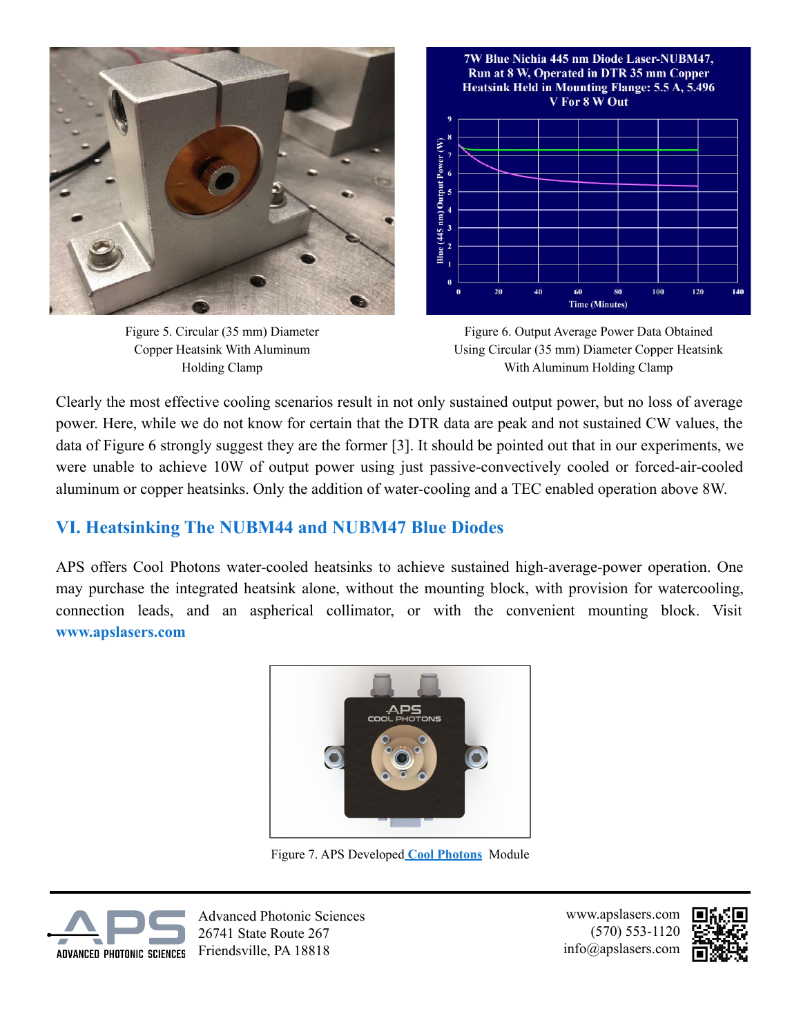Figure 5. Circular (35 mm) Diameter Copper Heatsink With Aluminum Holding Clamp

Figure 6. Output Average Power Data Obtained Using Circular (35 mm) Diameter Copper Heatsink With Aluminum Holding Clamp

Clearly the most effective cooling scenarios result in not only sustained output power, but no loss of average power. Here, while we do not know for certain that the DTR data are peak and not sustained CW values, the data of Figure 6 strongly suggest they are the former [3]. It should be pointed out that in our experiments, we were unable to achieve 10W of output power using just passive-convectively cooled or forced-air-cooled aluminum or copper heatsinks. Only the addition of water-cooling and a TEC enabled operation above 8W.

## VI. Heatsinking The NUBM44 and NUBM47 Blue Diodes

APS offers Cool Photons water-cooled heatsinks to achieve sustained high-average-power operation. One may purchase the integrated heatsink alone, without the mounting block, with provision for watercooling, connection leads, and an aspherical collimator, or with the convenient mounting block. Visit **www.apslasers.com**

Figure 7. APS Developed **Cool Photons** Module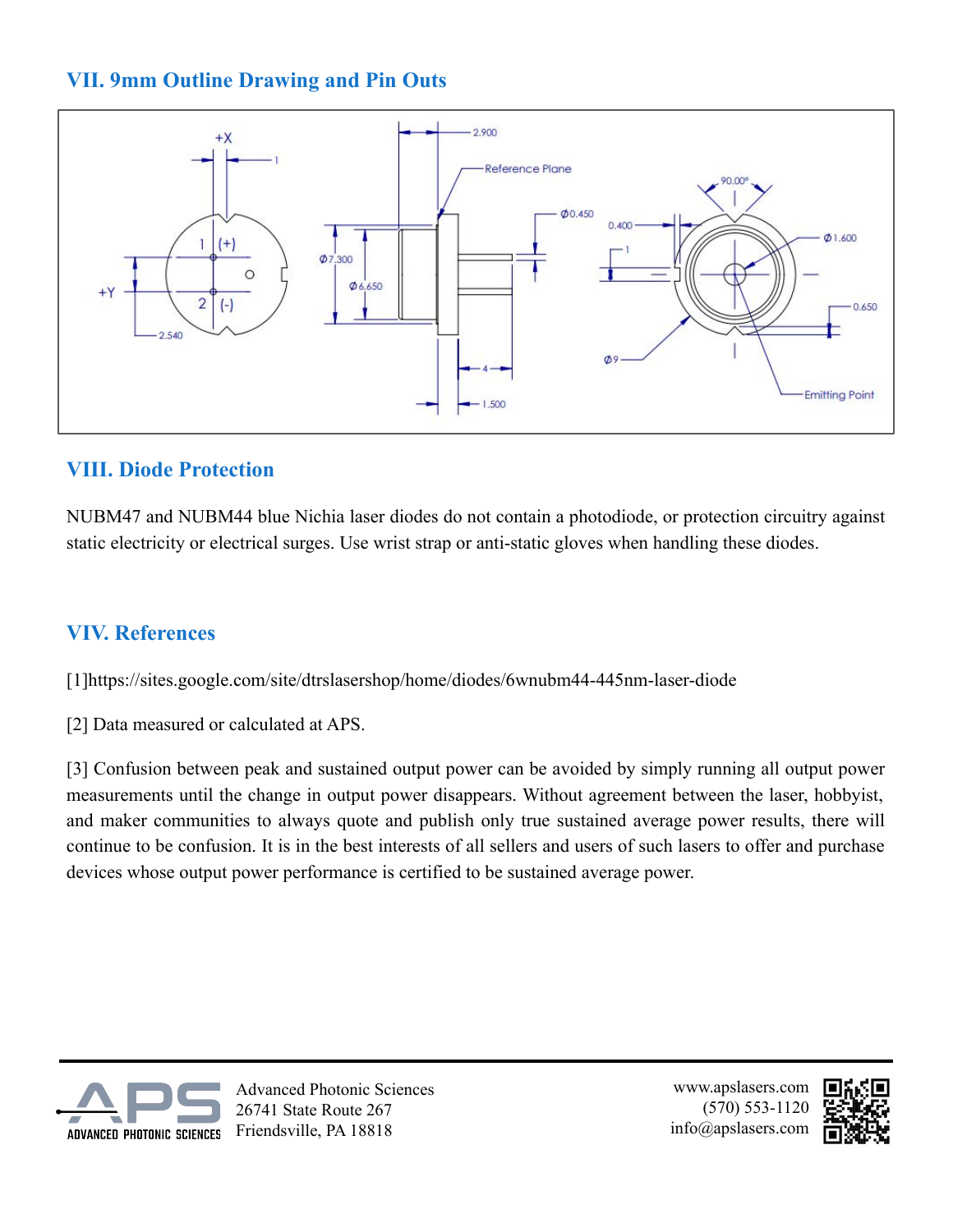## VII. 9mm Outline Drawing and Pin Outs

+X
1
1 (+)
2 (-)
+Y
2.540
2.900
Reference Plane
Ø7.300
Ø6.650
Ø0.450
4
1.500
90.00°
0.400
Ø1.600
1
0.650
Ø9
Emitting Point

## VIII. Diode Protection

NUBM47 and NUBM44 blue Nichia laser diodes do not contain a photodiode, or protection circuitry against static electricity or electrical surges. Use wrist strap or anti-static gloves when handling these diodes.

## VIV. References

[1]https://sites.google.com/site/dtrslasershop/home/diodes/6wnubm44-445nm-laser-diode

[2] Data measured or calculated at APS.

[3] Confusion between peak and sustained output power can be avoided by simply running all output power measurements until the change in output power disappears. Without agreement between the laser, hobbyist, and maker communities to always quote and publish only true sustained average power results, there will continue to be confusion. It is in the best interests of all sellers and users of such lasers to offer and purchase devices whose output power performance is certified to be sustained average power.

Advanced Photonic Sciences
26741 State Route 267
Friendsville, PA 18818

www.apslasers.com
(570) 553-1120
info@apslasers.com